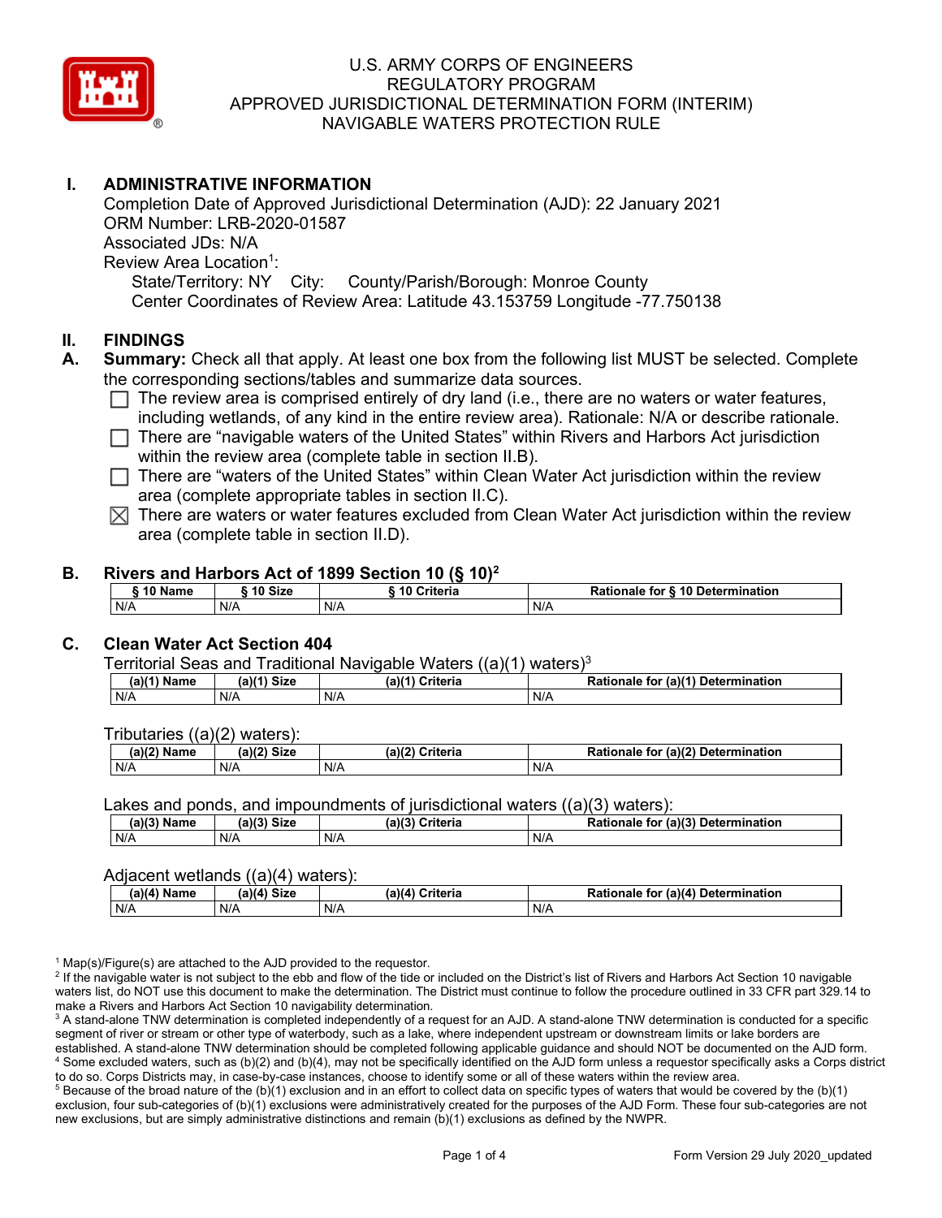# U.S. ARMY CORPS OF ENGINEERS
# REGULATORY PROGRAM
# APPROVED JURISDICTIONAL DETERMINATION FORM (INTERIM)
# NAVIGABLE WATERS PROTECTION RULE

## I. ADMINISTRATIVE INFORMATION

Completion Date of Approved Jurisdictional Determination (AJD): 22 January 2021
ORM Number: LRB-2020-01587
Associated JDs: N/A
Review Area Location[1]:
State/Territory: NY City: County/Parish/Borough: Monroe County
Center Coordinates of Review Area: Latitude 43.153759 Longitude -77.750138

## II. FINDINGS

**A. Summary:** Check all that apply. At least one box from the following list MUST be selected. Complete the corresponding sections/tables and summarize data sources.

- ☐ The review area is comprised entirely of dry land (i.e., there are no waters or water features, including wetlands, of any kind in the entire review area). Rationale: N/A or describe rationale.
- ☐ There are "navigable waters of the United States" within Rivers and Harbors Act jurisdiction within the review area (complete table in section II.B).
- ☐ There are "waters of the United States" within Clean Water Act jurisdiction within the review area (complete appropriate tables in section II.C).
- ☒ There are waters or water features excluded from Clean Water Act jurisdiction within the review area (complete table in section II.D).

**B. Rivers and Harbors Act of 1899 Section 10 (§ 10)[2]**

| § 10 Name | § 10 Size | § 10 Criteria | Rationale for § 10 Determination |
|---|---|---|---|
| N/A | N/A | N/A | N/A |

**C. Clean Water Act Section 404**

Territorial Seas and Traditional Navigable Waters ((a)(1) waters)[3]

| (a)(1) Name | (a)(1) Size | (a)(1) Criteria | Rationale for (a)(1) Determination |
|---|---|---|---|
| N/A | N/A | N/A | N/A |

Tributaries ((a)(2) waters):

| (a)(2) Name | (a)(2) Size | (a)(2) Criteria | Rationale for (a)(2) Determination |
|---|---|---|---|
| N/A | N/A | N/A | N/A |

Lakes and ponds, and impoundments of jurisdictional waters ((a)(3) waters):

| (a)(3) Name | (a)(3) Size | (a)(3) Criteria | Rationale for (a)(3) Determination |
|---|---|---|---|
| N/A | N/A | N/A | N/A |

Adjacent wetlands ((a)(4) waters):

| (a)(4) Name | (a)(4) Size | (a)(4) Criteria | Rationale for (a)(4) Determination |
|---|---|---|---|
| N/A | N/A | N/A | N/A |

[1] Map(s)/Figure(s) are attached to the AJD provided to the requestor.
[2] If the navigable water is not subject to the ebb and flow of the tide or included on the District's list of Rivers and Harbors Act Section 10 navigable waters list, do NOT use this document to make the determination. The District must continue to follow the procedure outlined in 33 CFR part 329.14 to make a Rivers and Harbors Act Section 10 navigability determination.
[3] A stand-alone TNW determination is completed independently of a request for an AJD. A stand-alone TNW determination is conducted for a specific segment of river or stream or other type of waterbody, such as a lake, where independent upstream or downstream limits or lake borders are established. A stand-alone TNW determination should be completed following applicable guidance and should NOT be documented on the AJD form.
[4] Some excluded waters, such as (b)(2) and (b)(4), may not be specifically identified on the AJD form unless a requestor specifically asks a Corps district to do so. Corps Districts may, in case-by-case instances, choose to identify some or all of these waters within the review area.
[5] Because of the broad nature of the (b)(1) exclusion and in an effort to collect data on specific types of waters that would be covered by the (b)(1) exclusion, four sub-categories of (b)(1) exclusions were administratively created for the purposes of the AJD Form. These four sub-categories are not new exclusions, but are simply administrative distinctions and remain (b)(1) exclusions as defined by the NWPR.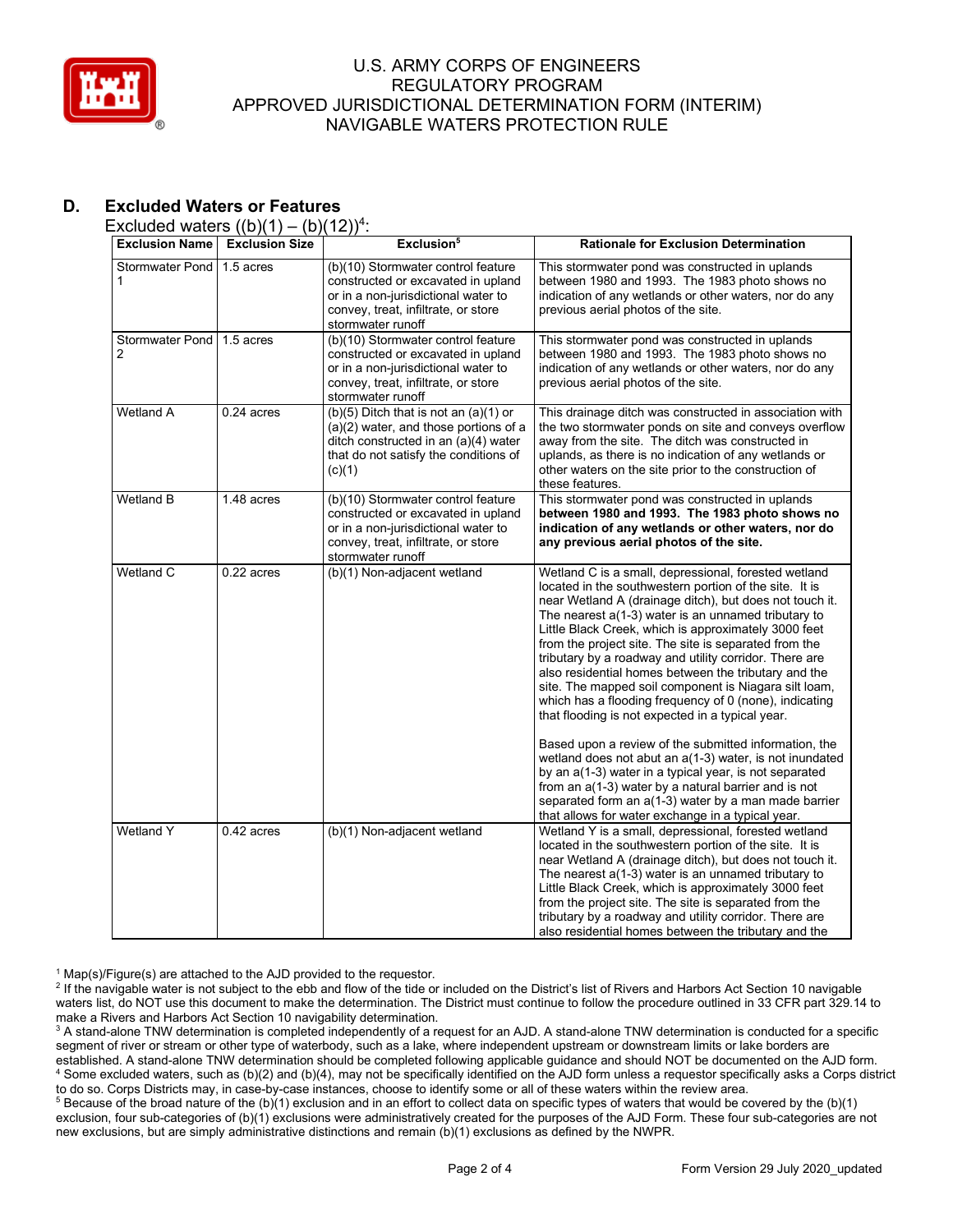## D. Excluded Waters or Features

Excluded waters ((b)(1) – (b)(12))[4]:

| Exclusion Name | Exclusion Size | Exclusion[5] | Rationale for Exclusion Determination |
|---|---|---|---|
| Stormwater Pond 1 | 1.5 acres | (b)(10) Stormwater control feature constructed or excavated in upland or in a non-jurisdictional water to convey, treat, infiltrate, or store stormwater runoff | This stormwater pond was constructed in uplands between 1980 and 1993. The 1983 photo shows no indication of any wetlands or other waters, nor do any previous aerial photos of the site. |
| Stormwater Pond 2 | 1.5 acres | (b)(10) Stormwater control feature constructed or excavated in upland or in a non-jurisdictional water to convey, treat, infiltrate, or store stormwater runoff | This stormwater pond was constructed in uplands between 1980 and 1993. The 1983 photo shows no indication of any wetlands or other waters, nor do any previous aerial photos of the site. |
| Wetland A | 0.24 acres | (b)(5) Ditch that is not an (a)(1) or (a)(2) water, and those portions of a ditch constructed in an (a)(4) water that do not satisfy the conditions of (c)(1) | This drainage ditch was constructed in association with the two stormwater ponds on site and conveys overflow away from the site. The ditch was constructed in uplands, as there is no indication of any wetlands or other waters on the site prior to the construction of these features. |
| Wetland B | 1.48 acres | (b)(10) Stormwater control feature constructed or excavated in upland or in a non-jurisdictional water to convey, treat, infiltrate, or store stormwater runoff | This stormwater pond was constructed in uplands **between 1980 and 1993. The 1983 photo shows no indication of any wetlands or other waters, nor do any previous aerial photos of the site.** |
| Wetland C | 0.22 acres | (b)(1) Non-adjacent wetland | Wetland C is a small, depressional, forested wetland located in the southwestern portion of the site. It is near Wetland A (drainage ditch), but does not touch it. The nearest a(1-3) water is an unnamed tributary to Little Black Creek, which is approximately 3000 feet from the project site. The site is separated from the tributary by a roadway and utility corridor. There are also residential homes between the tributary and the site. The mapped soil component is Niagara silt loam, which has a flooding frequency of 0 (none), indicating that flooding is not expected in a typical year.<br><br>Based upon a review of the submitted information, the wetland does not abut an a(1-3) water, is not inundated by an a(1-3) water in a typical year, is not separated from an a(1-3) water by a natural barrier and is not separated form an a(1-3) water by a man made barrier that allows for water exchange in a typical year. |
| Wetland Y | 0.42 acres | (b)(1) Non-adjacent wetland | Wetland Y is a small, depressional, forested wetland located in the southwestern portion of the site. It is near Wetland A (drainage ditch), but does not touch it. The nearest a(1-3) water is an unnamed tributary to Little Black Creek, which is approximately 3000 feet from the project site. The site is separated from the tributary by a roadway and utility corridor. There are also residential homes between the tributary and the |

[1] Map(s)/Figure(s) are attached to the AJD provided to the requestor.
[2] If the navigable water is not subject to the ebb and flow of the tide or included on the District's list of Rivers and Harbors Act Section 10 navigable waters list, do NOT use this document to make the determination. The District must continue to follow the procedure outlined in 33 CFR part 329.14 to make a Rivers and Harbors Act Section 10 navigability determination.
[3] A stand-alone TNW determination is completed independently of a request for an AJD. A stand-alone TNW determination is conducted for a specific segment of river or stream or other type of waterbody, such as a lake, where independent upstream or downstream limits or lake borders are established. A stand-alone TNW determination should be completed following applicable guidance and should NOT be documented on the AJD form.
[4] Some excluded waters, such as (b)(2) and (b)(4), may not be specifically identified on the AJD form unless a requestor specifically asks a Corps district to do so. Corps Districts may, in case-by-case instances, choose to identify some or all of these waters within the review area.
[5] Because of the broad nature of the (b)(1) exclusion and in an effort to collect data on specific types of waters that would be covered by the (b)(1) exclusion, four sub-categories of (b)(1) exclusions were administratively created for the purposes of the AJD Form. These four sub-categories are not new exclusions, but are simply administrative distinctions and remain (b)(1) exclusions as defined by the NWPR.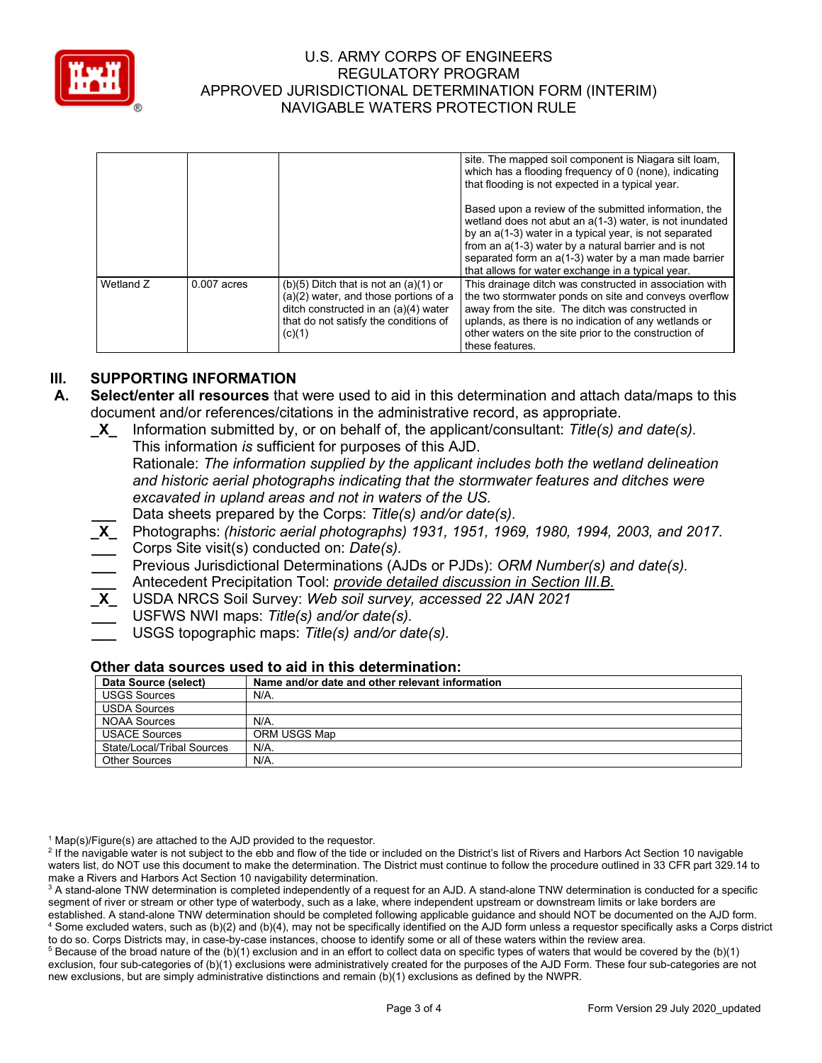| | | | |
|---|---|---|---|
| | | | site. The mapped soil component is Niagara silt loam, which has a flooding frequency of 0 (none), indicating that flooding is not expected in a typical year.<br><br>Based upon a review of the submitted information, the wetland does not abut an a(1-3) water, is not inundated by an a(1-3) water in a typical year, is not separated from an a(1-3) water by a natural barrier and is not separated form an a(1-3) water by a man made barrier that allows for water exchange in a typical year. |
| Wetland Z | 0.007 acres | (b)(5) Ditch that is not an (a)(1) or (a)(2) water, and those portions of a ditch constructed in an (a)(4) water that do not satisfy the conditions of (c)(1) | This drainage ditch was constructed in association with the two stormwater ponds on site and conveys overflow away from the site. The ditch was constructed in uplands, as there is no indication of any wetlands or other waters on the site prior to the construction of these features. |

## III. SUPPORTING INFORMATION

**A. Select/enter all resources** that were used to aid in this determination and attach data/maps to this document and/or references/citations in the administrative record, as appropriate.

_X_ Information submitted by, or on behalf of, the applicant/consultant: *Title(s) and date(s).*
This information *is* sufficient for purposes of this AJD.
Rationale: *The information supplied by the applicant includes both the wetland delineation and historic aerial photographs indicating that the stormwater features and ditches were excavated in upland areas and not in waters of the US.*

___ Data sheets prepared by the Corps: *Title(s) and/or date(s).*

_X_ Photographs: *(historic aerial photographs) 1931, 1951, 1969, 1980, 1994, 2003, and 2017.*

___ Corps Site visit(s) conducted on: *Date(s).*

___ Previous Jurisdictional Determinations (AJDs or PJDs): *ORM Number(s) and date(s).*

___ Antecedent Precipitation Tool: *provide detailed discussion in Section III.B.*

_X_ USDA NRCS Soil Survey: *Web soil survey, accessed 22 JAN 2021*

___ USFWS NWI maps: *Title(s) and/or date(s).*

___ USGS topographic maps: *Title(s) and/or date(s).*

### Other data sources used to aid in this determination:

| Data Source (select) | Name and/or date and other relevant information |
|---|---|
| USGS Sources | N/A. |
| USDA Sources | |
| NOAA Sources | N/A. |
| USACE Sources | ORM USGS Map |
| State/Local/Tribal Sources | N/A. |
| Other Sources | N/A. |

[1] Map(s)/Figure(s) are attached to the AJD provided to the requestor.
[2] If the navigable water is not subject to the ebb and flow of the tide or included on the District's list of Rivers and Harbors Act Section 10 navigable waters list, do NOT use this document to make the determination. The District must continue to follow the procedure outlined in 33 CFR part 329.14 to make a Rivers and Harbors Act Section 10 navigability determination.
[3] A stand-alone TNW determination is completed independently of a request for an AJD. A stand-alone TNW determination is conducted for a specific segment of river or stream or other type of waterbody, such as a lake, where independent upstream or downstream limits or lake borders are established. A stand-alone TNW determination should be completed following applicable guidance and should NOT be documented on the AJD form.
[4] Some excluded waters, such as (b)(2) and (b)(4), may not be specifically identified on the AJD form unless a requestor specifically asks a Corps district to do so. Corps Districts may, in case-by-case instances, choose to identify some or all of these waters within the review area.
[5] Because of the broad nature of the (b)(1) exclusion and in an effort to collect data on specific types of waters that would be covered by the (b)(1) exclusion, four sub-categories of (b)(1) exclusions were administratively created for the purposes of the AJD Form. These four sub-categories are not new exclusions, but are simply administrative distinctions and remain (b)(1) exclusions as defined by the NWPR.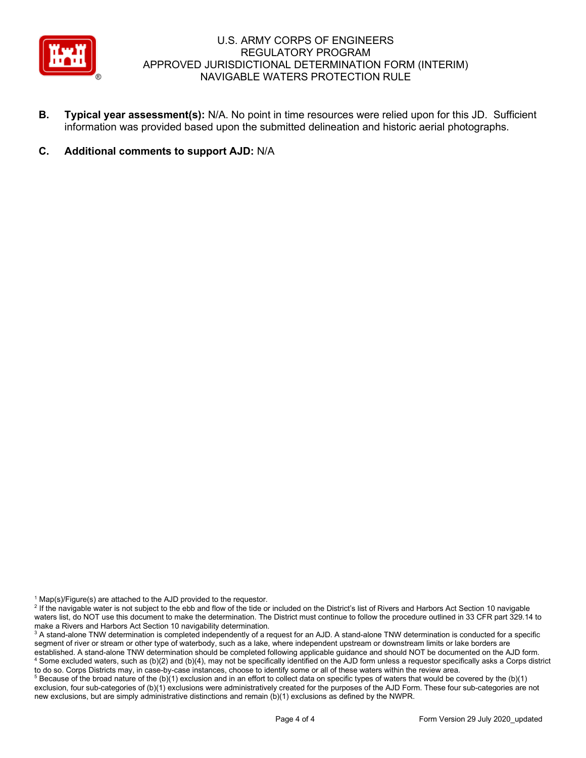**B. Typical year assessment(s):** N/A. No point in time resources were relied upon for this JD. Sufficient information was provided based upon the submitted delineation and historic aerial photographs.

**C. Additional comments to support AJD:** N/A

[1] Map(s)/Figure(s) are attached to the AJD provided to the requestor.
[2] If the navigable water is not subject to the ebb and flow of the tide or included on the District's list of Rivers and Harbors Act Section 10 navigable waters list, do NOT use this document to make the determination. The District must continue to follow the procedure outlined in 33 CFR part 329.14 to make a Rivers and Harbors Act Section 10 navigability determination.
[3] A stand-alone TNW determination is completed independently of a request for an AJD. A stand-alone TNW determination is conducted for a specific segment of river or stream or other type of waterbody, such as a lake, where independent upstream or downstream limits or lake borders are established. A stand-alone TNW determination should be completed following applicable guidance and should NOT be documented on the AJD form.
[4] Some excluded waters, such as (b)(2) and (b)(4), may not be specifically identified on the AJD form unless a requestor specifically asks a Corps district to do so. Corps Districts may, in case-by-case instances, choose to identify some or all of these waters within the review area.
[5] Because of the broad nature of the (b)(1) exclusion and in an effort to collect data on specific types of waters that would be covered by the (b)(1) exclusion, four sub-categories of (b)(1) exclusions were administratively created for the purposes of the AJD Form. These four sub-categories are not new exclusions, but are simply administrative distinctions and remain (b)(1) exclusions as defined by the NWPR.